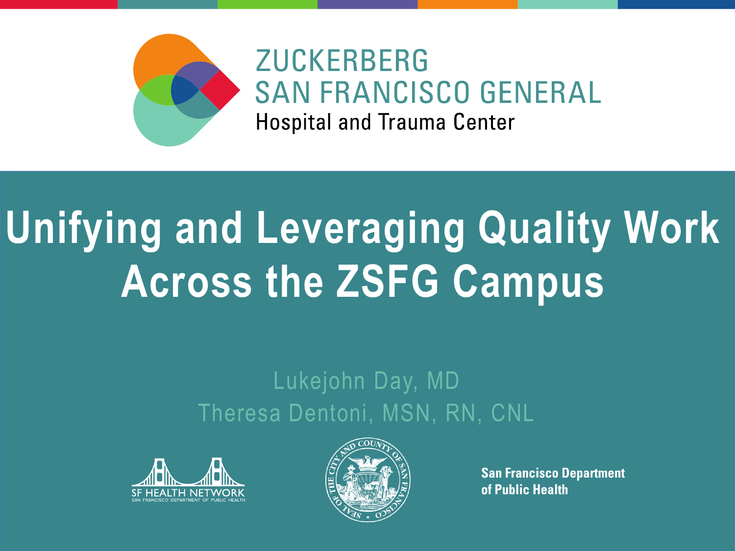ZUCKERBERG
SAN FRANCISCO GENERAL
Hospital and Trauma Center

# Unifying and Leveraging Quality Work Across the ZSFG Campus

Lukejohn Day, MD

Theresa Dentoni, MSN, RN, CNL

SF HEALTH NETWORK
SAN FRANCISCO DEPARTMENT OF PUBLIC HEALTH

San Francisco Department of Public Health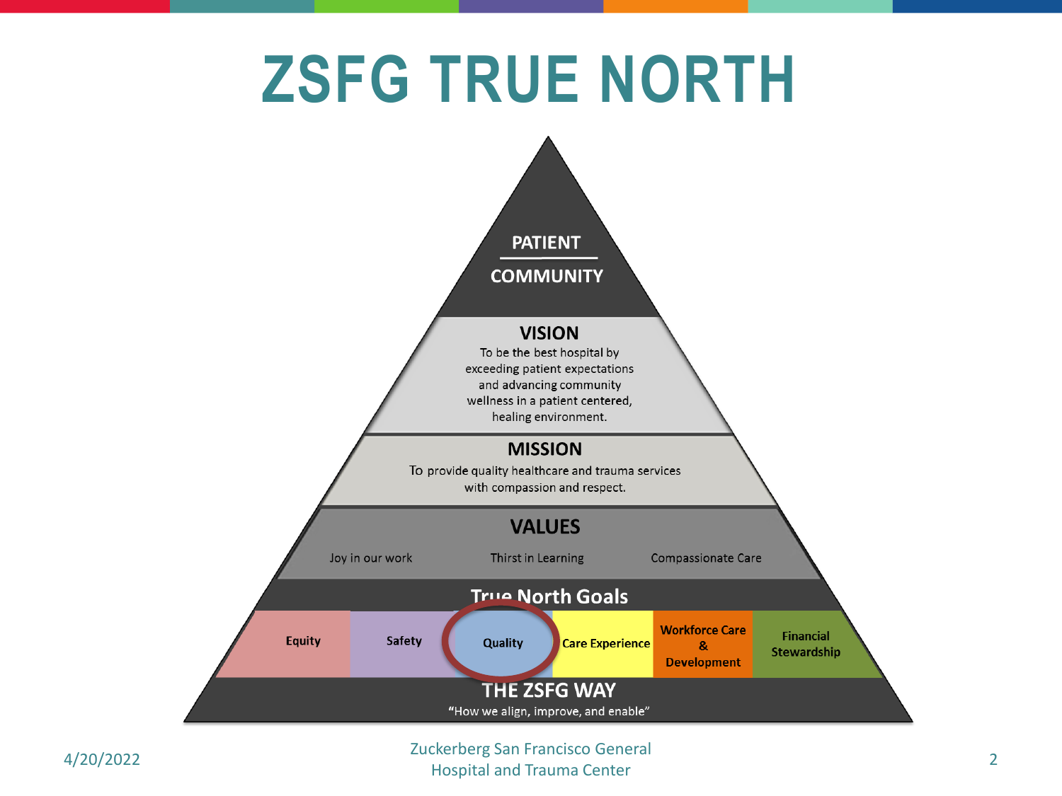# ZSFG TRUE NORTH

**PATIENT**

**COMMUNITY**

**VISION**

To be the best hospital by exceeding patient expectations and advancing community wellness in a patient centered, healing environment.

**MISSION**

To provide quality healthcare and trauma services with compassion and respect.

**VALUES**

Joy in our work | Thirst in Learning | Compassionate Care

**True North Goals**

| Equity | Safety | Quality | Care Experience | Workforce Care & Development | Financial Stewardship |
|---|---|---|---|---|---|

**THE ZSFG WAY**

"How we align, improve, and enable"

4/20/2022

Zuckerberg San Francisco General Hospital and Trauma Center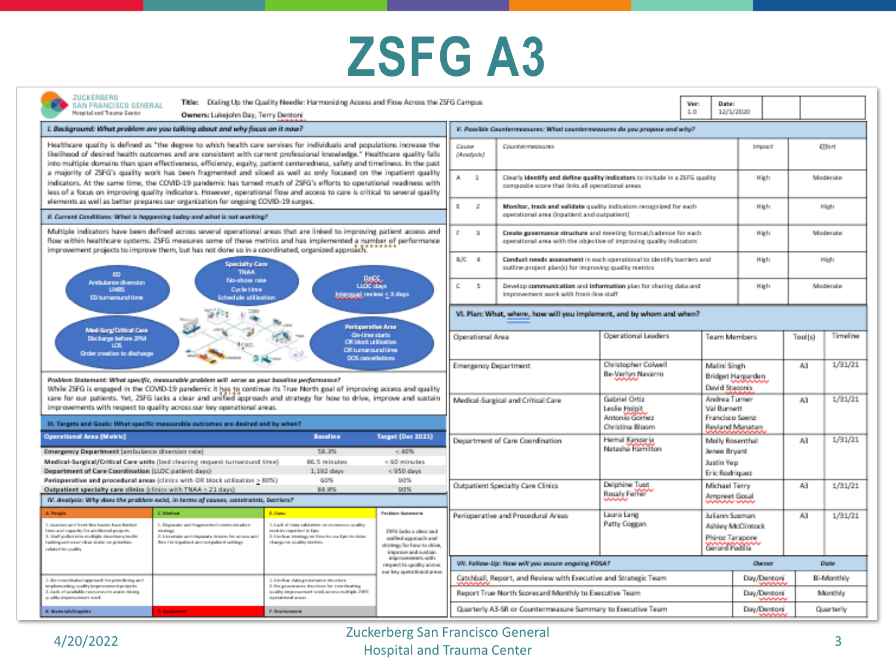# ZSFG A3

ZUCKERBERG SAN FRANCISCO GENERAL Hospital and Trauma Center

**Title:** Dialing Up the Quality Needle: Harmonizing Access and Flow Across the ZSFG Campus

**Owners:** Luisejohn Day, Terry Dentoni

Ver: 1.0 | Date: 12/1/2020

### I. Background: What problem are you talking about and why focus on it now?

Healthcare quality is defined as "the degree to which health care services for individuals and populations increase the likelihood of desired health outcomes and are consistent with current professional knowledge." Healthcare quality falls into multiple domains than span effectiveness, efficiency, equity, patient centeredness, safety and timeliness. In the past a majority of ZSFG's quality work has been fragmented and siloed as well as only focused on the inpatient quality indicators. At the same time, the COVID-19 pandemic has turned much of ZSFG's efforts to operational readiness with less of a focus on improving quality indicators. However, operational flow and access to care is critical to several quality elements as well as better prepares our organization for ongoing COVID-19 surges.

### II. Current Conditions: What is happening today and what is not working?

Multiple indicators have been defined across several operational areas that are linked to improving patient access and flow within healthcare systems. ZSFG measures some of these metrics and has implemented a number of performance improvement projects to improve them, but has not done so in a coordinated, organized approach.

- **ED:** Ambulance diversion, LWBS, ED turnaround time
- **Specialty Care:** TNAA, No-show rate, Cycle time, Schedule utilization
- **DoCC:** LLOC days, Interqual review ≤ 3 days
- **Med-Surg/Critical Care:** Discharge before 2PM, LOS, Order creation to discharge
- **Perioperative Area:** On-time starts, OR block utilization, OR turnaround time, DOS cancellations

**Problem Statement: What specific, measurable problem will serve as your baseline performance?**
While ZSFG is engaged in the COVID-19 pandemic it has to continue its True North goal of improving access and quality care for our patients. Yet, ZSFG lacks a clear and unified approach and strategy for how to drive, improve and sustain improvements with respect to quality across our key operational areas.

### III. Targets and Goals: What specific measurable outcomes are desired and by when?

| Operational Area (Metric) | Baseline | Target (Dec 2021) |
|---|---|---|
| **Emergency Department** (ambulance diversion rate) | 58.3% | < 40% |
| **Medical-Surgical/Critical Care units** (bed cleaning request turnaround time) | 86.5 minutes | < 60 minutes |
| **Department of Care Coordination** (LLOC patient days) | 1,192 days | < 950 days |
| **Perioperative and procedural areas** (clinics with OR block utilization ≥ 80%) | 60% | 90% |
| **Outpatient specialty care clinics** (clinics with TNAA < 21 days) | 84.8% | 90% |

### IV. Analysis: Why does the problem exist, in terms of causes, constraints, barriers?

**A. People**
1. Leaders and front-line teams have limited time and capacity for additional projects.
2. Staff pulled into multiple directions/multi-tasking and need clear vision on priorities related to quality.

**C. Method**
1. Disparate and fragmented communication strategy.
2. Unclear and disparate drivers for access and flow for inpatient and outpatient settings.

**E. Data**
1. Lack of data validation on numerous quality metrics reported in Epic.
2. Unclear strategy on how to use Epic to drive change on quality metrics.

**Problem Statement:** ZSFG lacks a clear and unified approach and strategy for how to drive, improve and sustain improvements with respect to quality across our key operational areas.

1. No coordinated approach for prioritizing and implementing quality improvement projects.
2. Lack of available resources to assist driving quality improvement work.

1. Unclear data governance structure.
2. No governance structure for coordinating quality improvement work across multiple ZSFG operational areas.

**B. Materials/Supplies** | **D. Equipment** | **F. Environment**

### V. Possible Countermeasures: What countermeasures do you propose and why?

| Cause (Analysis) | | Countermeasures | Impact | Effort |
|---|---|---|---|---|
| A | 1 | Clearly **identify and define quality indicators** to include in a ZSFG quality composite score that links all operational areas | High | Moderate |
| E | 2 | **Monitor, track and validate** quality indicators recognized for each operational area (inpatient and outpatient) | High | High |
| F | 3 | **Create governance structure** and meeting format/cadence for each operational area with the objective of improving quality indicators | High | Moderate |
| B/C | 4 | **Conduct needs assessment** in each operational to identify barriers and outline project plan(s) for improving quality metrics | High | High |
| C | 5 | Develop **communication** and **information** plan for sharing data and improvement work with front-line staff | High | Moderate |

### VI. Plan: What, where, how will you implement, and by whom and when?

| Operational Area | Operational Leaders | Team Members | Tool(s) | Timeline |
|---|---|---|---|---|
| Emergency Department | Christopher Colwell, Be-Verlyn Navarro | Malini Singh, Bridget Hargarden, David Staconis | A3 | 1/31/21 |
| Medical-Surgical and Critical Care | Gabriel Ortiz, Leslie Holpit, Antonio Gomez, Christina Bloom | Andrea Turner, Val Burnett, Francisco Saenz, Reyland Manatan | A3 | 1/31/21 |
| Department of Care Coordination | Hemal Kanzaria, Natasha Hamilton | Molly Rosenthal, Jenee Bryant, Justin Yep, Eric Rodriquez | A3 | 1/31/21 |
| Outpatient Specialty Care Clinics | Delphine Tuot, Rosaly Ferrer | Michael Terry, Ampreet Gosal | A3 | 1/31/21 |
| Perioperative and Procedural Areas | Laura Lang, Patty Coggan | Juliann Sussman, Ashley McClintock, Phiroz Tarapore, Gerard Padilla | A3 | 1/31/21 |

### VII. Follow-Up: How will you assure ongoing PDSA?

| | Owner | Date |
|---|---|---|
| Catchball, Report, and Review with Executive and Strategic Team | Day/Dentoni | Bi-Monthly |
| Report True North Scorecard Monthly to Executive Team | Day/Dentoni | Monthly |
| Quarterly A3-SR or Countermeasure Summary to Executive Team | Day/Dentoni | Quarterly |

4/20/2022

Zuckerberg San Francisco General Hospital and Trauma Center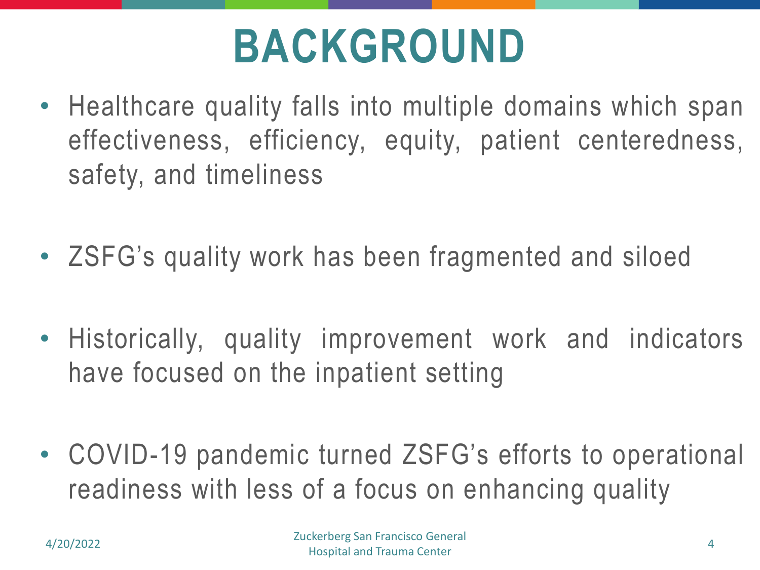# BACKGROUND

- Healthcare quality falls into multiple domains which span effectiveness, efficiency, equity, patient centeredness, safety, and timeliness

- ZSFG's quality work has been fragmented and siloed

- Historically, quality improvement work and indicators have focused on the inpatient setting

- COVID-19 pandemic turned ZSFG's efforts to operational readiness with less of a focus on enhancing quality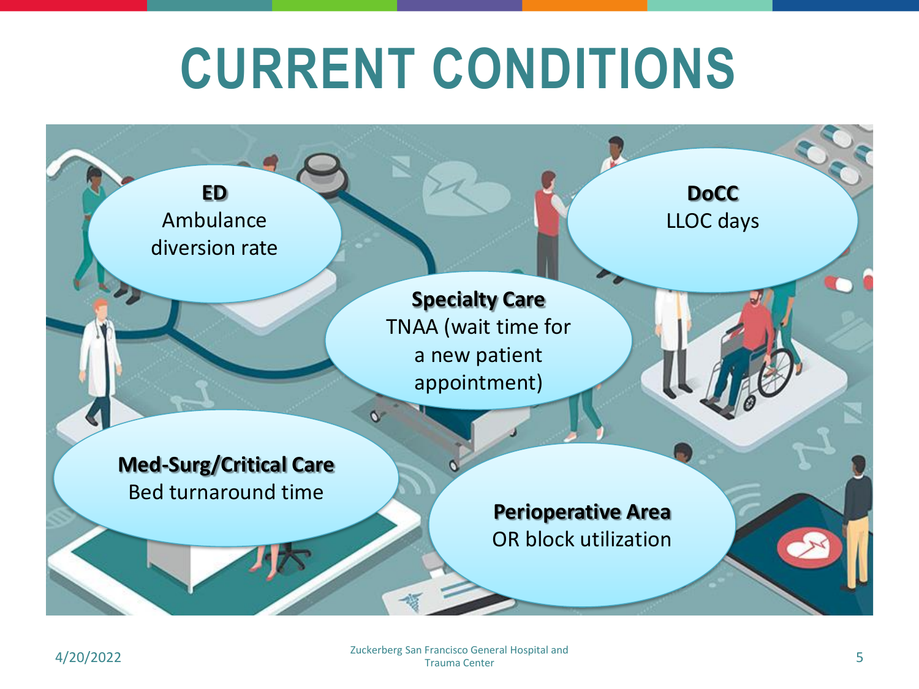# CURRENT CONDITIONS

**ED**
Ambulance diversion rate

**DoCC**
LLOC days

**Specialty Care**
TNAA (wait time for a new patient appointment)

**Med-Surg/Critical Care**
Bed turnaround time

**Perioperative Area**
OR block utilization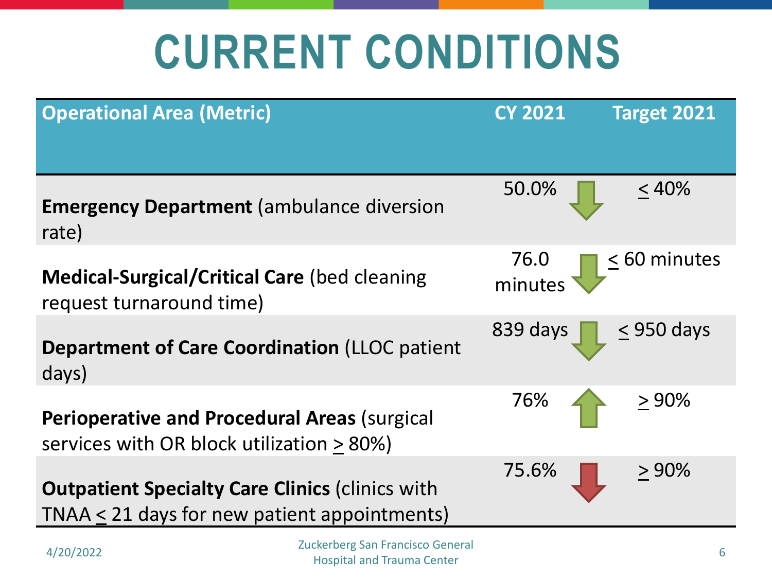# CURRENT CONDITIONS

| Operational Area (Metric) | CY 2021 | Target 2021 |
| --- | --- | --- |
| **Emergency Department** (ambulance diversion rate) | 50.0% ↓ | ≤ 40% |
| **Medical-Surgical/Critical Care** (bed cleaning request turnaround time) | 76.0 minutes ↓ | ≤ 60 minutes |
| **Department of Care Coordination** (LLOC patient days) | 839 days ↓ | ≤ 950 days |
| **Perioperative and Procedural Areas** (surgical services with OR block utilization ≥ 80%) | 76% ↑ | ≥ 90% |
| **Outpatient Specialty Care Clinics** (clinics with TNAA ≤ 21 days for new patient appointments) | 75.6% ↓ | ≥ 90% |

4/20/2022

Zuckerberg San Francisco General Hospital and Trauma Center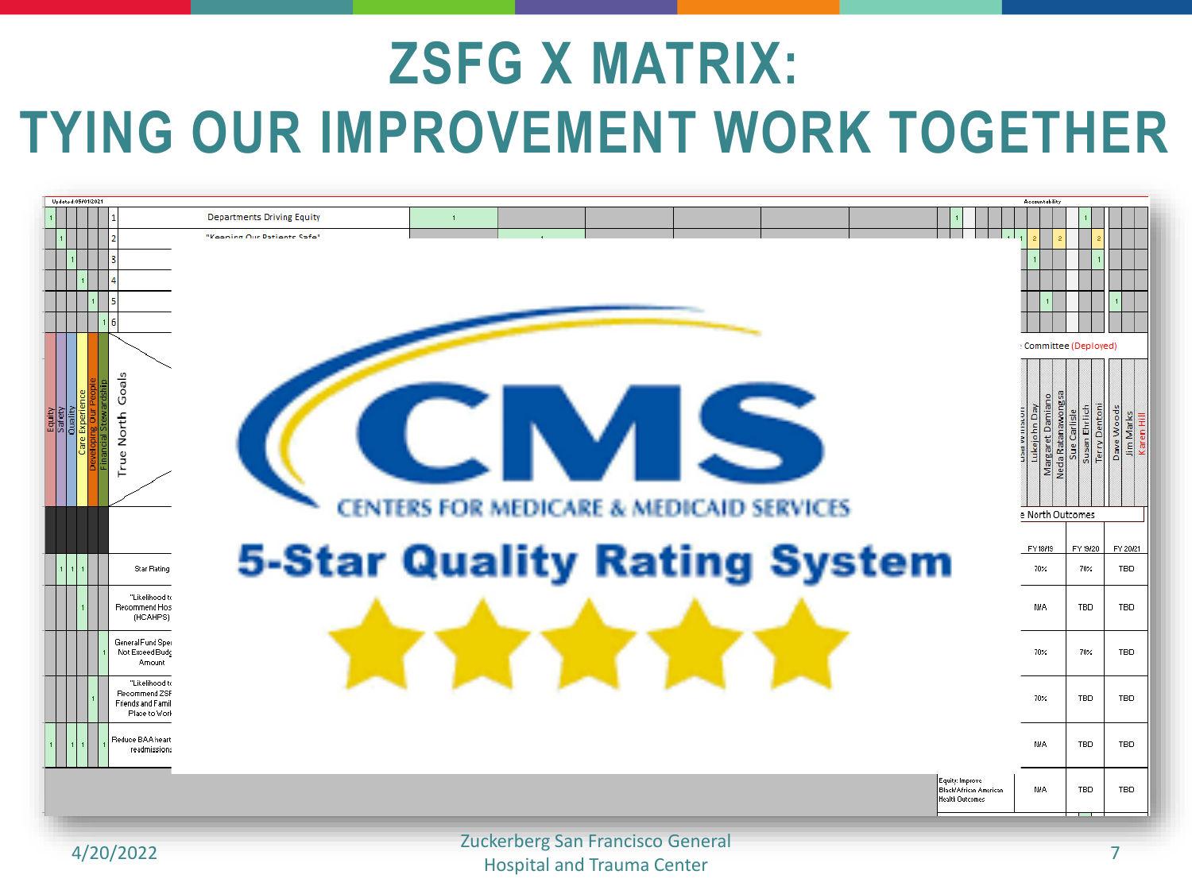# ZSFG X MATRIX: TYING OUR IMPROVEMENT WORK TOGETHER

Updated: 05/01/2021

| | | | | | | # | | | | Accountability |
|---|---|---|---|---|---|---|---|---|---|---|
| 1 | | | | | | 1 | Departments Driving Equity | 1 | | |
| | 1 | | | | | 2 | "Keeping Our Patients Safe" | | 1 | |
| | | 1 | | | | 3 | | | | |
| | | | 1 | | | 4 | | | | |
| | | | | 1 | | 5 | | | | |
| | | | | | 1 | 6 | | | | |

Equity | Safety | Quality | Care Experience | Developing Our People | Financial Stewardship

True North Goals

Committee (Deployed)

Lukejohn Day, Margaret Damiano, Neda Ratanawongsa, Sue Carlisle, Susan Ehrlich, Terry Dentoni, Dave Woods, Jim Marks, Karen Hill

| Equity | Safety | Quality | Care Experience | Developing Our People | Financial Stewardship | True North Outcomes | FY 18/19 | FY 19/20 | FY 20/21 |
|---|---|---|---|---|---|---|---|---|---|
| | 1 | 1 | 1 | | | Star Rating | 70% | 70% | TBD |
| | | | 1 | | | "Likelihood to Recommend Hos... (HCAHPS) | N/A | TBD | TBD |
| | | | | | 1 | General Fund Spe... Not Exceed Budg... Amount | 70% | 70% | TBD |
| | | | | 1 | | "Likelihood t... Recommend ZSF... Friends and Famil... Place to Wor... | 70% | TBD | TBD |
| 1 | | 1 | 1 | | 1 | Reduce BAA heart readmissions | N/A | TBD | TBD |
| | | | | | | Equity: Improve Black/African American Health Outcomes | N/A | TBD | TBD |

CMS
CENTERS FOR MEDICARE & MEDICAID SERVICES
5-Star Quality Rating System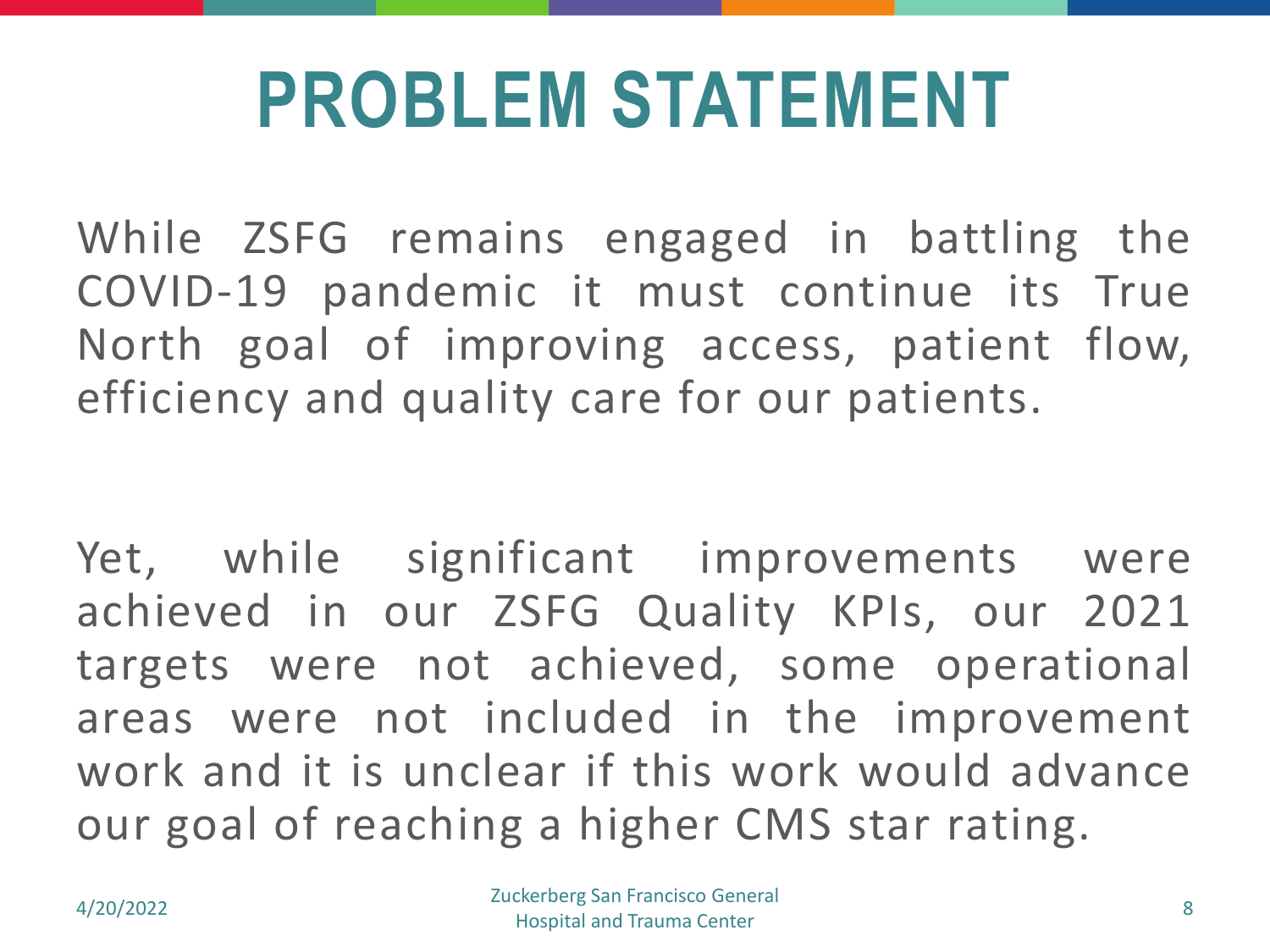# PROBLEM STATEMENT

While ZSFG remains engaged in battling the COVID-19 pandemic it must continue its True North goal of improving access, patient flow, efficiency and quality care for our patients.

Yet, while significant improvements were achieved in our ZSFG Quality KPIs, our 2021 targets were not achieved, some operational areas were not included in the improvement work and it is unclear if this work would advance our goal of reaching a higher CMS star rating.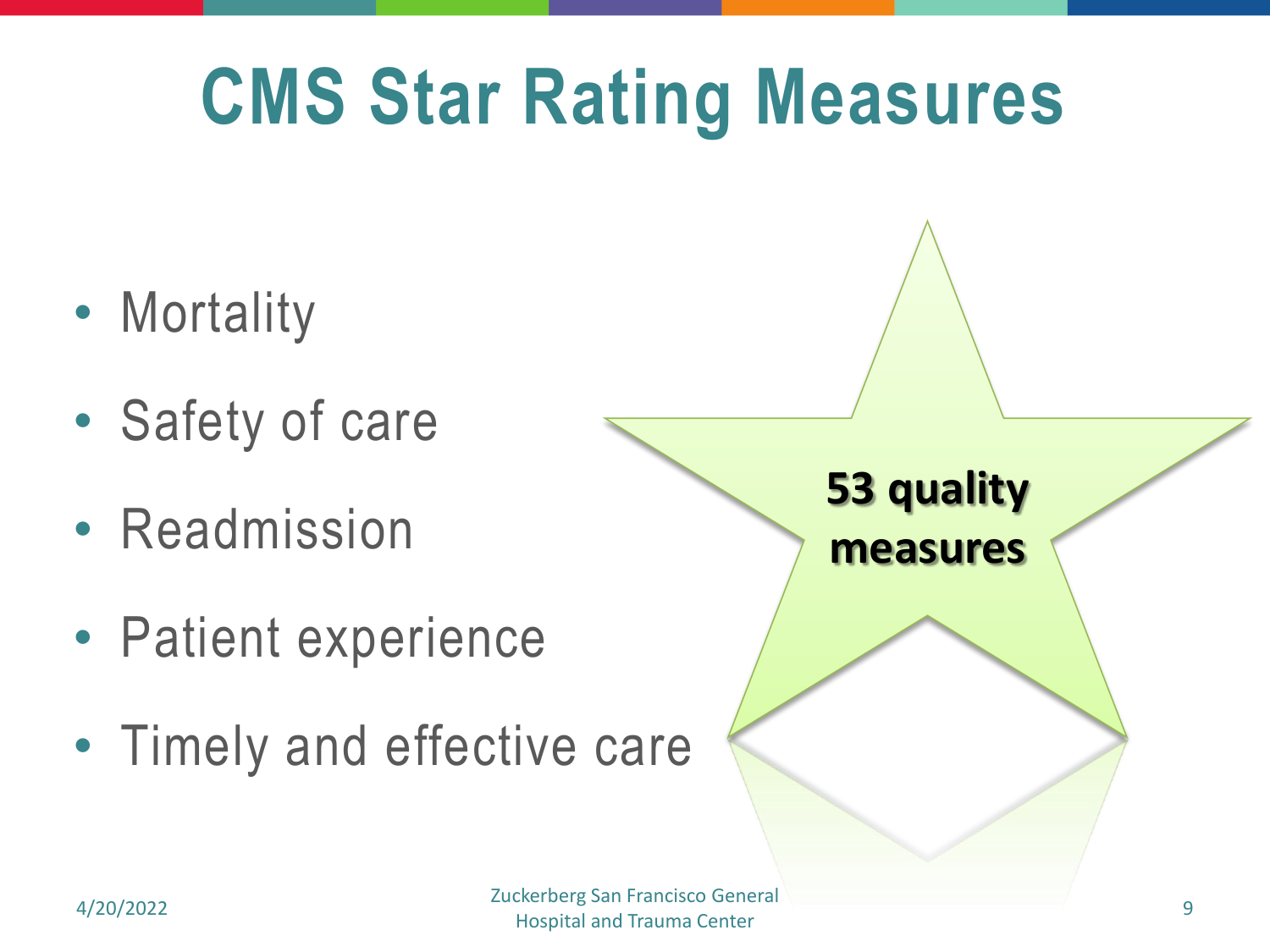# CMS Star Rating Measures

- Mortality
- Safety of care
- Readmission
- Patient experience
- Timely and effective care

**53 quality measures**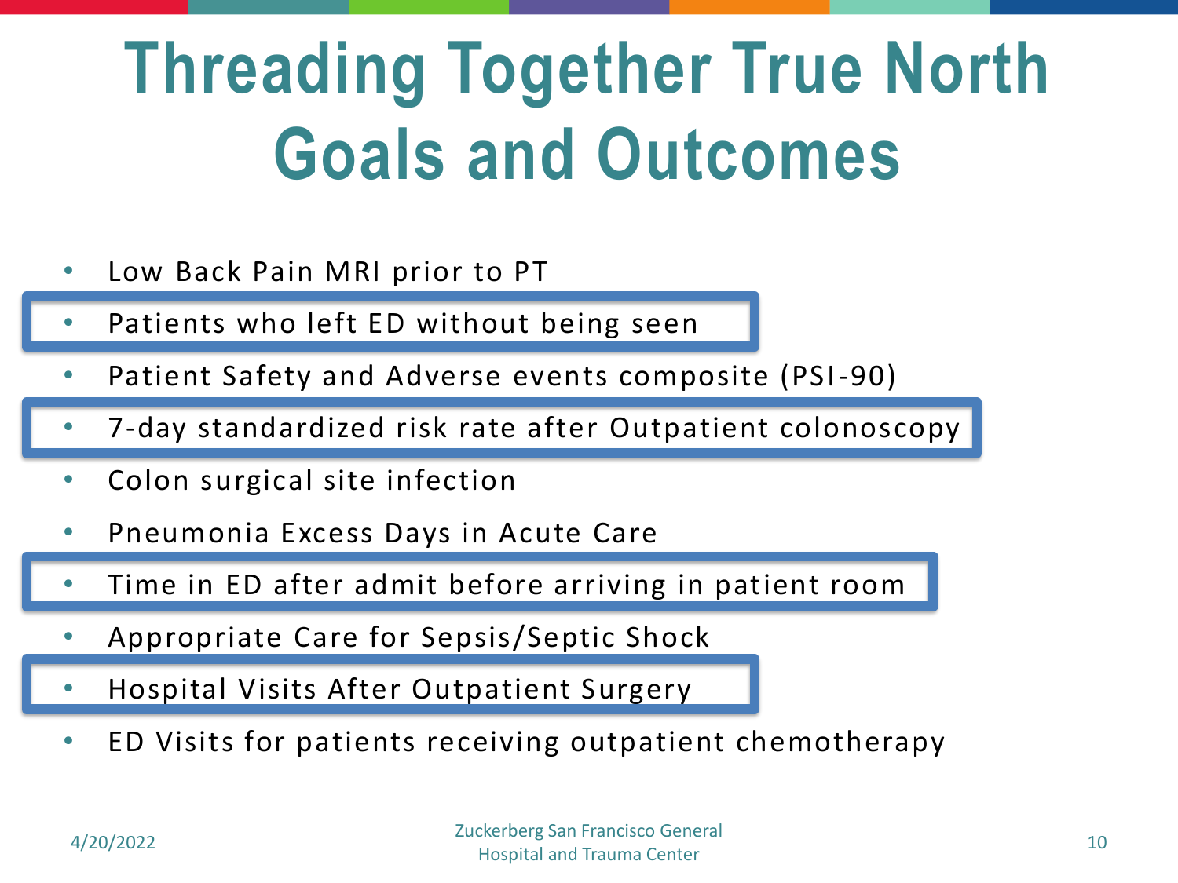# Threading Together True North Goals and Outcomes

- Low Back Pain MRI prior to PT
- Patients who left ED without being seen
- Patient Safety and Adverse events composite (PSI-90)
- 7-day standardized risk rate after Outpatient colonoscopy
- Colon surgical site infection
- Pneumonia Excess Days in Acute Care
- Time in ED after admit before arriving in patient room
- Appropriate Care for Sepsis/Septic Shock
- Hospital Visits After Outpatient Surgery
- ED Visits for patients receiving outpatient chemotherapy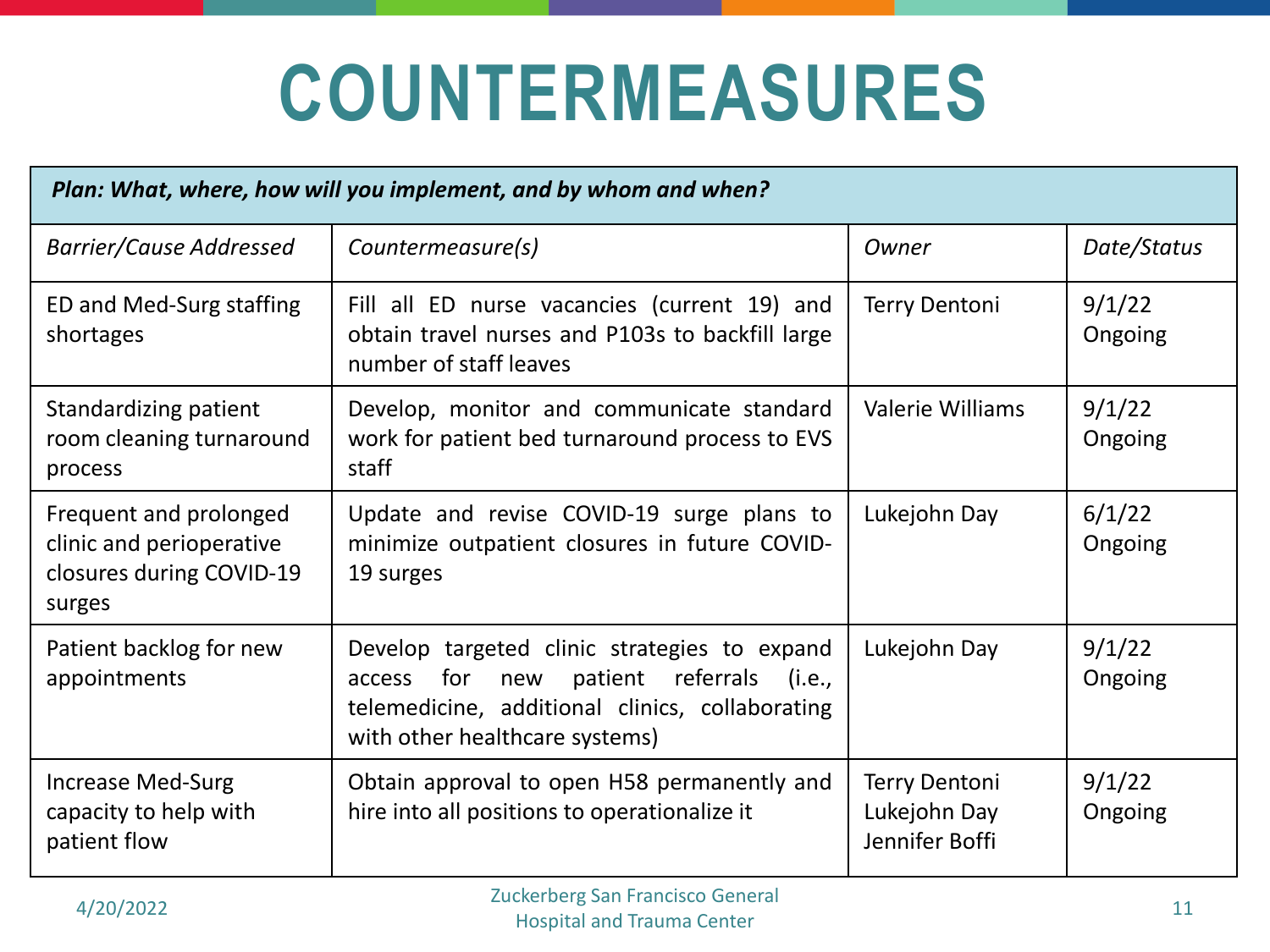# COUNTERMEASURES

| *Plan: What, where, how will you implement, and by whom and when?* | | | |
|---|---|---|---|
| *Barrier/Cause Addressed* | *Countermeasure(s)* | *Owner* | *Date/Status* |
| ED and Med-Surg staffing shortages | Fill all ED nurse vacancies (current 19) and obtain travel nurses and P103s to backfill large number of staff leaves | Terry Dentoni | 9/1/22 Ongoing |
| Standardizing patient room cleaning turnaround process | Develop, monitor and communicate standard work for patient bed turnaround process to EVS staff | Valerie Williams | 9/1/22 Ongoing |
| Frequent and prolonged clinic and perioperative closures during COVID-19 surges | Update and revise COVID-19 surge plans to minimize outpatient closures in future COVID-19 surges | Lukejohn Day | 6/1/22 Ongoing |
| Patient backlog for new appointments | Develop targeted clinic strategies to expand access for new patient referrals (i.e., telemedicine, additional clinics, collaborating with other healthcare systems) | Lukejohn Day | 9/1/22 Ongoing |
| Increase Med-Surg capacity to help with patient flow | Obtain approval to open H58 permanently and hire into all positions to operationalize it | Terry Dentoni<br>Lukejohn Day<br>Jennifer Boffi | 9/1/22 Ongoing |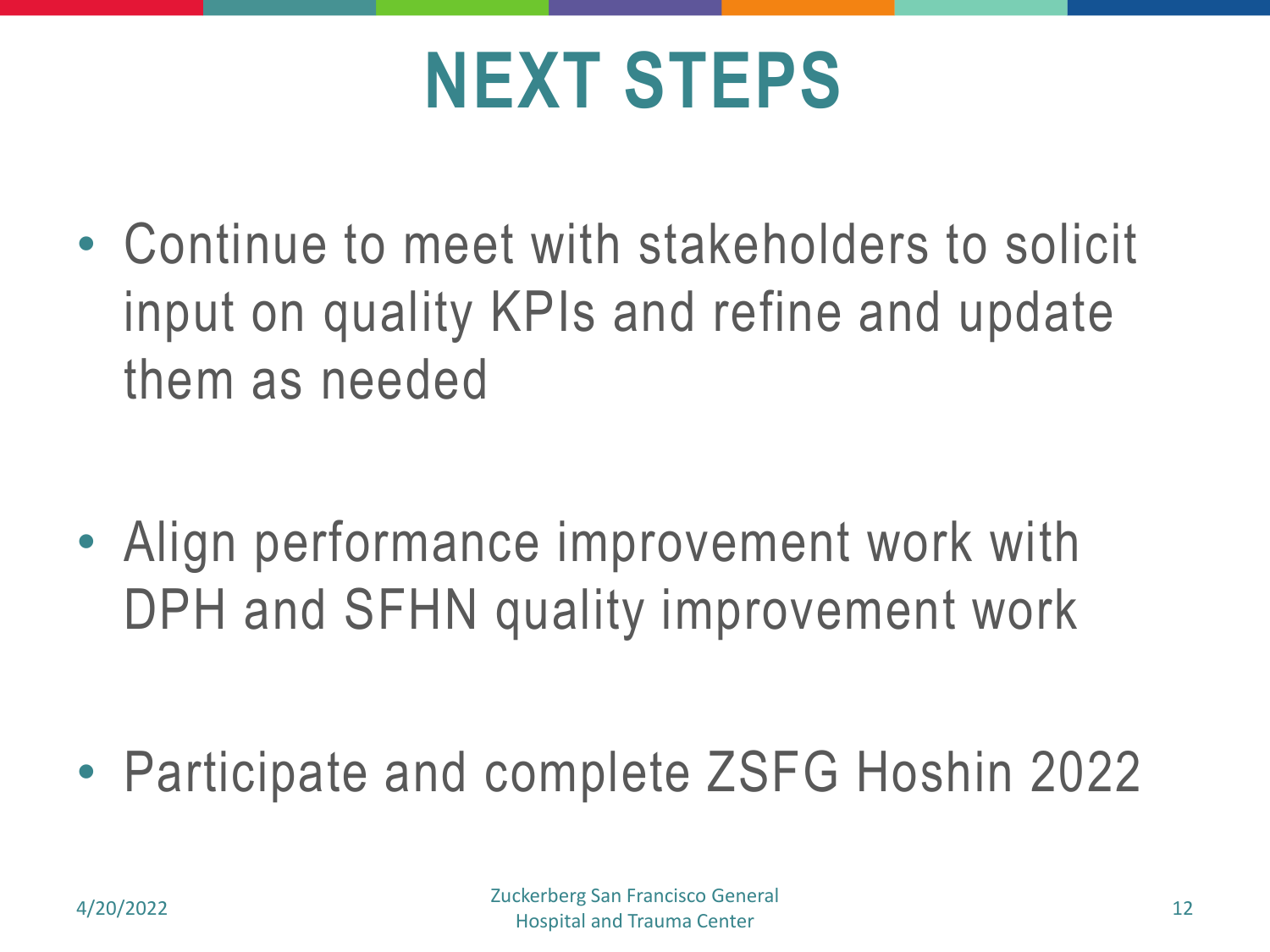# NEXT STEPS

- Continue to meet with stakeholders to solicit input on quality KPIs and refine and update them as needed
- Align performance improvement work with DPH and SFHN quality improvement work
- Participate and complete ZSFG Hoshin 2022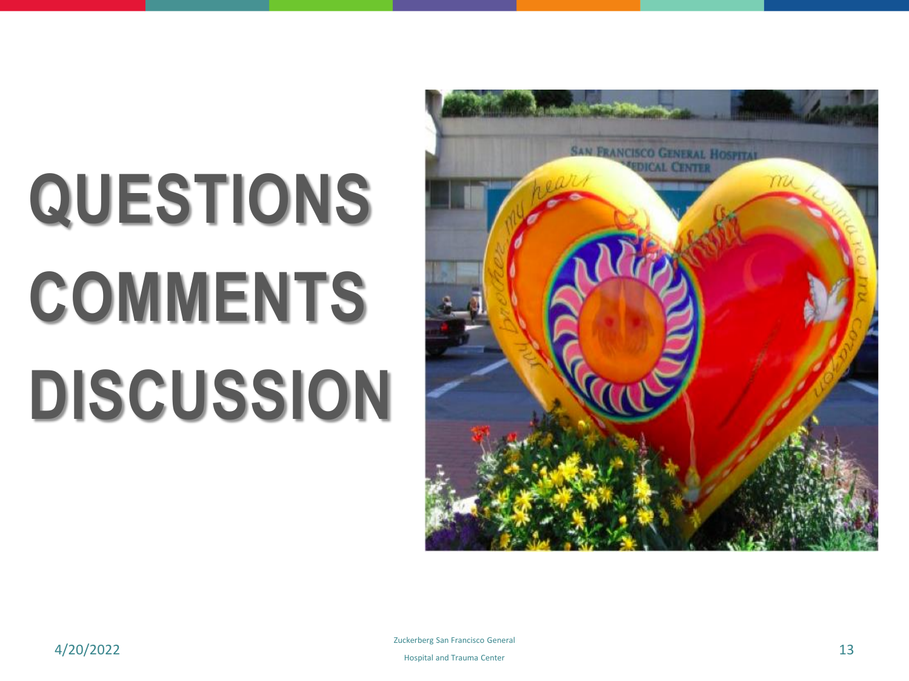# QUESTIONS
# COMMENTS
# DISCUSSION